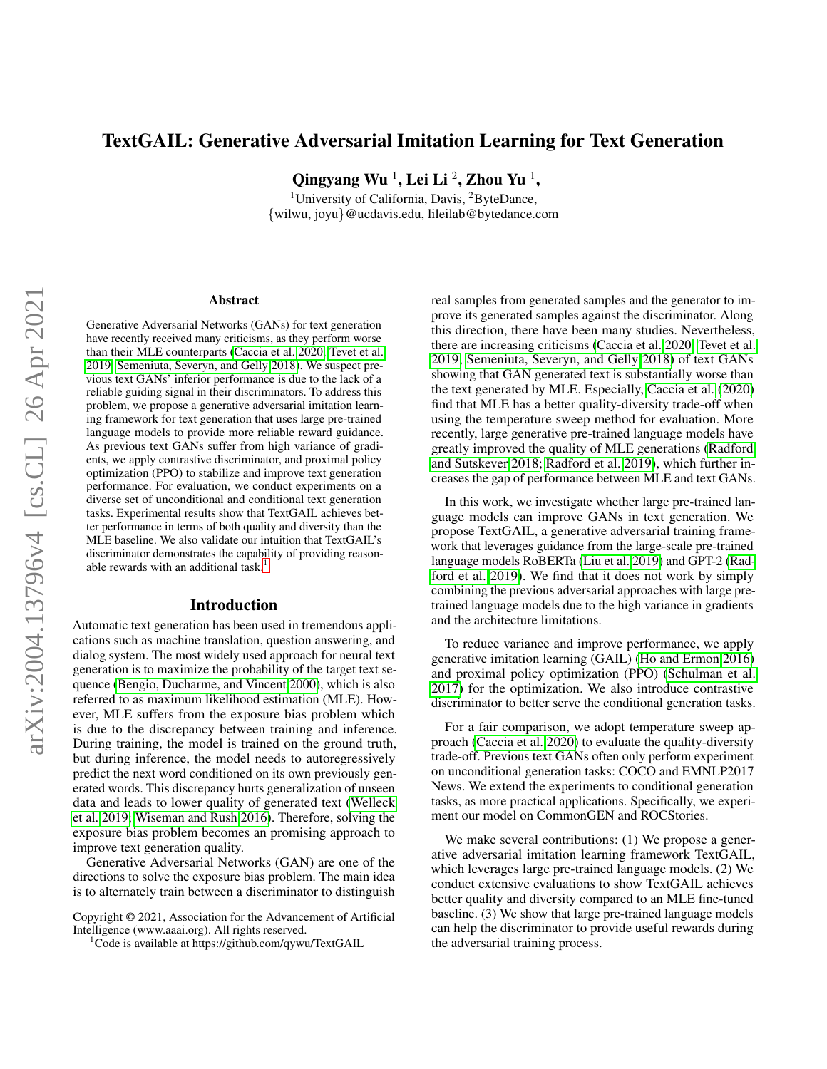# TextGAIL: Generative Adversarial Imitation Learning for Text Generation

**Qingyang Wu [1], Lei Li [2], Zhou Yu [1],**

[1]University of California, Davis, [2]ByteDance,
{wilwu, joyu}@ucdavis.edu, lileilab@bytedance.com

## Abstract

Generative Adversarial Networks (GANs) for text generation have recently received many criticisms, as they perform worse than their MLE counterparts (Caccia et al. 2020; Tevet et al. 2019; Semeniuta, Severyn, and Gelly 2018). We suspect previous text GANs' inferior performance is due to the lack of a reliable guiding signal in their discriminators. To address this problem, we propose a generative adversarial imitation learning framework for text generation that uses large pre-trained language models to provide more reliable reward guidance. As previous text GANs suffer from high variance of gradients, we apply contrastive discriminator, and proximal policy optimization (PPO) to stabilize and improve text generation performance. For evaluation, we conduct experiments on a diverse set of unconditional and conditional text generation tasks. Experimental results show that TextGAIL achieves better performance in terms of both quality and diversity than the MLE baseline. We also validate our intuition that TextGAIL's discriminator demonstrates the capability of providing reasonable rewards with an additional task.[1]

## Introduction

Automatic text generation has been used in tremendous applications such as machine translation, question answering, and dialog system. The most widely used approach for neural text generation is to maximize the probability of the target text sequence (Bengio, Ducharme, and Vincent 2000), which is also referred to as maximum likelihood estimation (MLE). However, MLE suffers from the exposure bias problem which is due to the discrepancy between training and inference. During training, the model is trained on the ground truth, but during inference, the model needs to autoregressively predict the next word conditioned on its own previously generated words. This discrepancy hurts generalization of unseen data and leads to lower quality of generated text (Welleck et al. 2019; Wiseman and Rush 2016). Therefore, solving the exposure bias problem becomes an promising approach to improve text generation quality.

Generative Adversarial Networks (GAN) are one of the directions to solve the exposure bias problem. The main idea is to alternately train between a discriminator to distinguish real samples from generated samples and the generator to improve its generated samples against the discriminator. Along this direction, there have been many studies. Nevertheless, there are increasing criticisms (Caccia et al. 2020; Tevet et al. 2019; Semeniuta, Severyn, and Gelly 2018) of text GANs showing that GAN generated text is substantially worse than the text generated by MLE. Especially, Caccia et al. (2020) find that MLE has a better quality-diversity trade-off when using the temperature sweep method for evaluation. More recently, large generative pre-trained language models have greatly improved the quality of MLE generations (Radford and Sutskever 2018; Radford et al. 2019), which further increases the gap of performance between MLE and text GANs.

In this work, we investigate whether large pre-trained language models can improve GANs in text generation. We propose TextGAIL, a generative adversarial training framework that leverages guidance from the large-scale pre-trained language models RoBERTa (Liu et al. 2019) and GPT-2 (Radford et al. 2019). We find that it does not work by simply combining the previous adversarial approaches with large pre-trained language models due to the high variance in gradients and the architecture limitations.

To reduce variance and improve performance, we apply generative imitation learning (GAIL) (Ho and Ermon 2016) and proximal policy optimization (PPO) (Schulman et al. 2017) for the optimization. We also introduce contrastive discriminator to better serve the conditional generation tasks.

For a fair comparison, we adopt temperature sweep approach (Caccia et al. 2020) to evaluate the quality-diversity trade-off. Previous text GANs often only perform experiment on unconditional generation tasks: COCO and EMNLP2017 News. We extend the experiments to conditional generation tasks, as more practical applications. Specifically, we experiment our model on CommonGEN and ROCStories.

We make several contributions: (1) We propose a generative adversarial imitation learning framework TextGAIL, which leverages large pre-trained language models. (2) We conduct extensive evaluations to show TextGAIL achieves better quality and diversity compared to an MLE fine-tuned baseline. (3) We show that large pre-trained language models can help the discriminator to provide useful rewards during the adversarial training process.

Copyright © 2021, Association for the Advancement of Artificial Intelligence (www.aaai.org). All rights reserved.

[1]Code is available at https://github.com/qywu/TextGAIL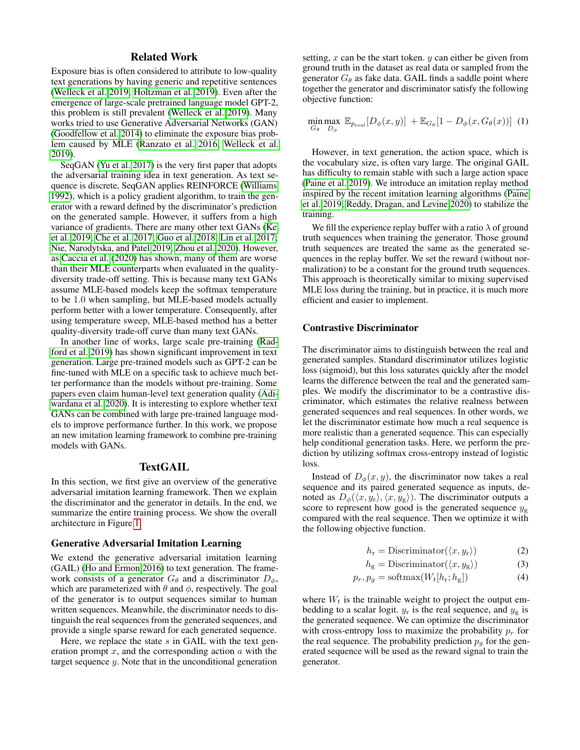## Related Work

Exposure bias is often considered to attribute to low-quality text generations by having generic and repetitive sentences (Welleck et al. 2019; Holtzman et al. 2019). Even after the emergence of large-scale pretrained language model GPT-2, this problem is still prevalent (Welleck et al. 2019). Many works tried to use Generative Adversarial Networks (GAN) (Goodfellow et al. 2014) to eliminate the exposure bias problem caused by MLE (Ranzato et al. 2016; Welleck et al. 2019).

SeqGAN (Yu et al. 2017) is the very first paper that adopts the adversarial training idea in text generation. As text sequence is discrete, SeqGAN applies REINFORCE (Williams 1992), which is a policy gradient algorithm, to train the generator with a reward defined by the discriminator's prediction on the generated sample. However, it suffers from a high variance of gradients. There are many other text GANs (Ke et al. 2019; Che et al. 2017; Guo et al. 2018; Lin et al. 2017; Nie, Narodytska, and Patel 2019; Zhou et al. 2020). However, as Caccia et al. (2020) has shown, many of them are worse than their MLE counterparts when evaluated in the quality-diversity trade-off setting. This is because many text GANs assume MLE-based models keep the softmax temperature to be 1.0 when sampling, but MLE-based models actually perform better with a lower temperature. Consequently, after using temperature sweep, MLE-based method has a better quality-diversity trade-off curve than many text GANs.

In another line of works, large scale pre-training (Radford et al. 2019) has shown significant improvement in text generation. Large pre-trained models such as GPT-2 can be fine-tuned with MLE on a specific task to achieve much better performance than the models without pre-training. Some papers even claim human-level text generation quality (Adiwardana et al. 2020). It is interesting to explore whether text GANs can be combined with large pre-trained language models to improve performance further. In this work, we propose an new imitation learning framework to combine pre-training models with GANs.

## TextGAIL

In this section, we first give an overview of the generative adversarial imitation learning framework. Then we explain the discriminator and the generator in details. In the end, we summarize the entire training process. We show the overall architecture in Figure 1.

### Generative Adversarial Imitation Learning

We extend the generative adversarial imitation learning (GAIL) (Ho and Ermon 2016) to text generation. The framework consists of a generator $G_\theta$ and a discriminator $D_\phi$, which are parameterized with $\theta$ and $\phi$, respectively. The goal of the generator is to output sequences similar to human written sequences. Meanwhile, the discriminator needs to distinguish the real sequences from the generated sequences, and provide a single sparse reward for each generated sequence.

Here, we replace the state $s$ in GAIL with the text generation prompt $x$, and the corresponding action $a$ with the target sequence $y$. Note that in the unconditional generation setting, $x$ can be the start token. $y$ can either be given from ground truth in the dataset as real data or sampled from the generator $G_\theta$ as fake data. GAIL finds a saddle point where together the generator and discriminator satisfy the following objective function:

$$\min_{G_\theta} \max_{D_\phi} \; \mathbb{E}_{p_{\text{real}}}[D_\phi(x, y)] \; + \mathbb{E}_{G_\theta}[1 - D_\phi(x, G_\theta(x))] \quad (1)$$

However, in text generation, the action space, which is the vocabulary size, is often vary large. The original GAIL has difficulty to remain stable with such a large action space (Paine et al. 2019). We introduce an imitation replay method inspired by the recent imitation learning algorithms (Paine et al. 2019; Reddy, Dragan, and Levine 2020) to stabilize the training.

We fill the experience replay buffer with a ratio $\lambda$ of ground truth sequences when training the generator. Those ground truth sequences are treated the same as the generated sequences in the replay buffer. We set the reward (without normalization) to be a constant for the ground truth sequences. This approach is theoretically similar to mixing supervised MLE loss during the training, but in practice, it is much more efficient and easier to implement.

### Contrastive Discriminator

The discriminator aims to distinguish between the real and generated samples. Standard discriminator utilizes logistic loss (sigmoid), but this loss saturates quickly after the model learns the difference between the real and the generated samples. We modify the discriminator to be a contrastive discriminator, which estimates the relative realness between generated sequences and real sequences. In other words, we let the discriminator estimate how much a real sequence is more realistic than a generated sequence. This can especially help conditional generation tasks. Here, we perform the prediction by utilizing softmax cross-entropy instead of logistic loss.

Instead of $D_\phi(x, y)$, the discriminator now takes a real sequence and its paired generated sequence as inputs, denoted as $D_\phi(\langle x, y_{\text{r}}\rangle, \langle x, y_{\text{g}}\rangle)$. The discriminator outputs a score to represent how good is the generated sequence $y_{\text{g}}$ compared with the real sequence. Then we optimize it with the following objective function.

$$h_{\text{r}} = \text{Discriminator}(\langle x, y_{\text{r}}\rangle) \quad (2)$$

$$h_{\text{g}} = \text{Discriminator}(\langle x, y_{\text{g}}\rangle) \quad (3)$$

$$p_r, p_g = \text{softmax}(W_t[h_{\text{r}}; h_{\text{g}}]) \quad (4)$$

where $W_t$ is the trainable weight to project the output embedding to a scalar logit. $y_{\text{r}}$ is the real sequence, and $y_{\text{g}}$ is the generated sequence. We can optimize the discriminator with cross-entropy loss to maximize the probability $p_r$ for the real sequence. The probability prediction $p_g$ for the generated sequence will be used as the reward signal to train the generator.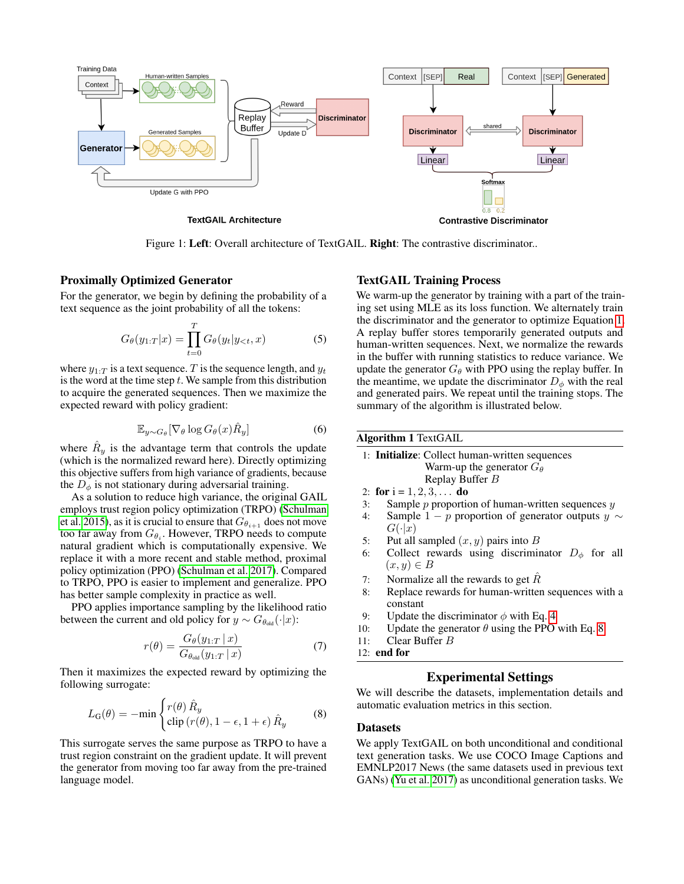Figure 1: **Left**: Overall architecture of TextGAIL. **Right**: The contrastive discriminator..

### Proximally Optimized Generator

For the generator, we begin by defining the probability of a text sequence as the joint probability of all the tokens:

$$G_\theta(y_{1:T}|x) = \prod_{t=0}^{T} G_\theta(y_t|y_{<t}, x) \tag{5}$$

where $y_{1:T}$ is a text sequence. $T$ is the sequence length, and $y_t$ is the word at the time step $t$. We sample from this distribution to acquire the generated sequences. Then we maximize the expected reward with policy gradient:

$$\mathbb{E}_{y \sim G_\theta}[\nabla_\theta \log G_\theta(x)\hat{R}_y] \tag{6}$$

where $\hat{R}_y$ is the advantage term that controls the update (which is the normalized reward here). Directly optimizing this objective suffers from high variance of gradients, because the $D_\phi$ is not stationary during adversarial training.

As a solution to reduce high variance, the original GAIL employs trust region policy optimization (TRPO) (Schulman et al. 2015), as it is crucial to ensure that $G_{\theta_{i+1}}$ does not move too far away from $G_{\theta_i}$. However, TRPO needs to compute natural gradient which is computationally expensive. We replace it with a more recent and stable method, proximal policy optimization (PPO) (Schulman et al. 2017). Compared to TRPO, PPO is easier to implement and generalize. PPO has better sample complexity in practice as well.

PPO applies importance sampling by the likelihood ratio between the current and old policy for $y \sim G_{\theta_{\text{old}}}(\cdot|x)$:

$$r(\theta) = \frac{G_\theta(y_{1:T} \mid x)}{G_{\theta_{\text{old}}}(y_{1:T} \mid x)} \tag{7}$$

Then it maximizes the expected reward by optimizing the following surrogate:

$$L_{\text{G}}(\theta) = -\min \begin{cases} r(\theta)\, \hat{R}_y \\ \text{clip}\,(r(\theta), 1-\epsilon, 1+\epsilon)\, \hat{R}_y \end{cases} \tag{8}$$

This surrogate serves the same purpose as TRPO to have a trust region constraint on the gradient update. It will prevent the generator from moving too far away from the pre-trained language model.

### TextGAIL Training Process

We warm-up the generator by training with a part of the training set using MLE as its loss function. We alternately train the discriminator and the generator to optimize Equation 1. A replay buffer stores temporarily generated outputs and human-written sequences. Next, we normalize the rewards in the buffer with running statistics to reduce variance. We update the generator $G_\theta$ with PPO using the replay buffer. In the meantime, we update the discriminator $D_\phi$ with the real and generated pairs. We repeat until the training stops. The summary of the algorithm is illustrated below.

**Algorithm 1** TextGAIL

1: **Initialize**: Collect human-written sequences
   Warm-up the generator $G_\theta$
   Replay Buffer $B$
2: **for** i = $1, 2, 3, \ldots$ **do**
3: Sample $p$ proportion of human-written sequences $y$
4: Sample $1 - p$ proportion of generator outputs $y \sim G(\cdot|x)$
5: Put all sampled $(x, y)$ pairs into $B$
6: Collect rewards using discriminator $D_\phi$ for all $(x, y) \in B$
7: Normalize all the rewards to get $\hat{R}$
8: Replace rewards for human-written sequences with a constant
9: Update the discriminator $\phi$ with Eq. 4
10: Update the generator $\theta$ using the PPO with Eq. 8
11: Clear Buffer $B$
12: **end for**

## Experimental Settings

We will describe the datasets, implementation details and automatic evaluation metrics in this section.

### Datasets

We apply TextGAIL on both unconditional and conditional text generation tasks. We use COCO Image Captions and EMNLP2017 News (the same datasets used in previous text GANs) (Yu et al. 2017) as unconditional generation tasks. We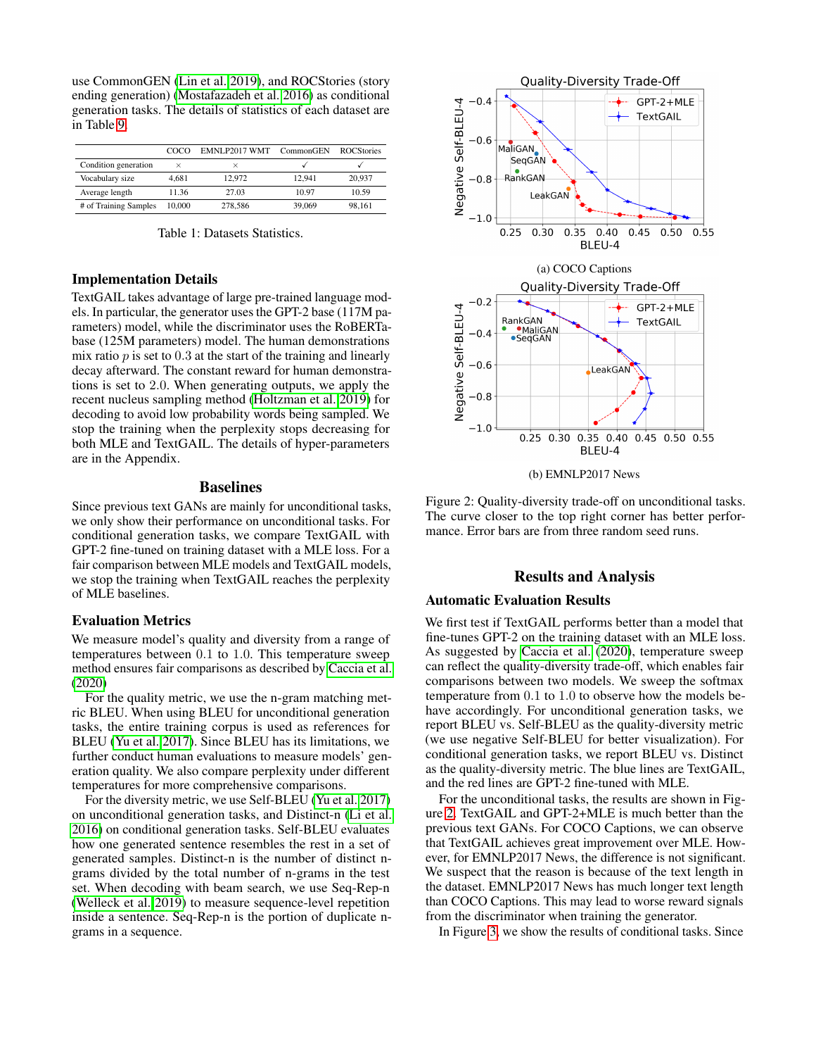use CommonGEN (Lin et al. 2019), and ROCStories (story ending generation) (Mostafazadeh et al. 2016) as conditional generation tasks. The details of statistics of each dataset are in Table 9.

| | COCO | EMNLP2017 WMT | CommonGEN | ROCStories |
|---|---|---|---|---|
| Condition generation | × | × | ✓ | ✓ |
| Vocabulary size | 4,681 | 12,972 | 12,941 | 20,937 |
| Average length | 11.36 | 27.03 | 10.97 | 10.59 |
| # of Training Samples | 10,000 | 278,586 | 39,069 | 98,161 |

Table 1: Datasets Statistics.

### Implementation Details

TextGAIL takes advantage of large pre-trained language models. In particular, the generator uses the GPT-2 base (117M parameters) model, while the discriminator uses the RoBERTa-base (125M parameters) model. The human demonstrations mix ratio $p$ is set to 0.3 at the start of the training and linearly decay afterward. The constant reward for human demonstrations is set to 2.0. When generating outputs, we apply the recent nucleus sampling method (Holtzman et al. 2019) for decoding to avoid low probability words being sampled. We stop the training when the perplexity stops decreasing for both MLE and TextGAIL. The details of hyper-parameters are in the Appendix.

## Baselines

Since previous text GANs are mainly for unconditional tasks, we only show their performance on unconditional tasks. For conditional generation tasks, we compare TextGAIL with GPT-2 fine-tuned on training dataset with a MLE loss. For a fair comparison between MLE models and TextGAIL models, we stop the training when TextGAIL reaches the perplexity of MLE baselines.

### Evaluation Metrics

We measure model's quality and diversity from a range of temperatures between 0.1 to 1.0. This temperature sweep method ensures fair comparisons as described by Caccia et al. (2020)

For the quality metric, we use the n-gram matching metric BLEU. When using BLEU for unconditional generation tasks, the entire training corpus is used as references for BLEU (Yu et al. 2017). Since BLEU has its limitations, we further conduct human evaluations to measure models' generation quality. We also compare perplexity under different temperatures for more comprehensive comparisons.

For the diversity metric, we use Self-BLEU (Yu et al. 2017) on unconditional generation tasks, and Distinct-n (Li et al. 2016) on conditional generation tasks. Self-BLEU evaluates how one generated sentence resembles the rest in a set of generated samples. Distinct-n is the number of distinct n-grams divided by the total number of n-grams in the test set. When decoding with beam search, we use Seq-Rep-n (Welleck et al. 2019) to measure sequence-level repetition inside a sentence. Seq-Rep-n is the portion of duplicate n-grams in a sequence.

(a) COCO Captions

(b) EMNLP2017 News

Figure 2: Quality-diversity trade-off on unconditional tasks. The curve closer to the top right corner has better performance. Error bars are from three random seed runs.

## Results and Analysis

### Automatic Evaluation Results

We first test if TextGAIL performs better than a model that fine-tunes GPT-2 on the training dataset with an MLE loss. As suggested by Caccia et al. (2020), temperature sweep can reflect the quality-diversity trade-off, which enables fair comparisons between two models. We sweep the softmax temperature from 0.1 to 1.0 to observe how the models behave accordingly. For unconditional generation tasks, we report BLEU vs. Self-BLEU as the quality-diversity metric (we use negative Self-BLEU for better visualization). For conditional generation tasks, we report BLEU vs. Distinct as the quality-diversity metric. The blue lines are TextGAIL, and the red lines are GPT-2 fine-tuned with MLE.

For the unconditional tasks, the results are shown in Figure 2. TextGAIL and GPT-2+MLE is much better than the previous text GANs. For COCO Captions, we can observe that TextGAIL achieves great improvement over MLE. However, for EMNLP2017 News, the difference is not significant. We suspect that the reason is because of the text length in the dataset. EMNLP2017 News has much longer text length than COCO Captions. This may lead to worse reward signals from the discriminator when training the generator.

In Figure 3, we show the results of conditional tasks. Since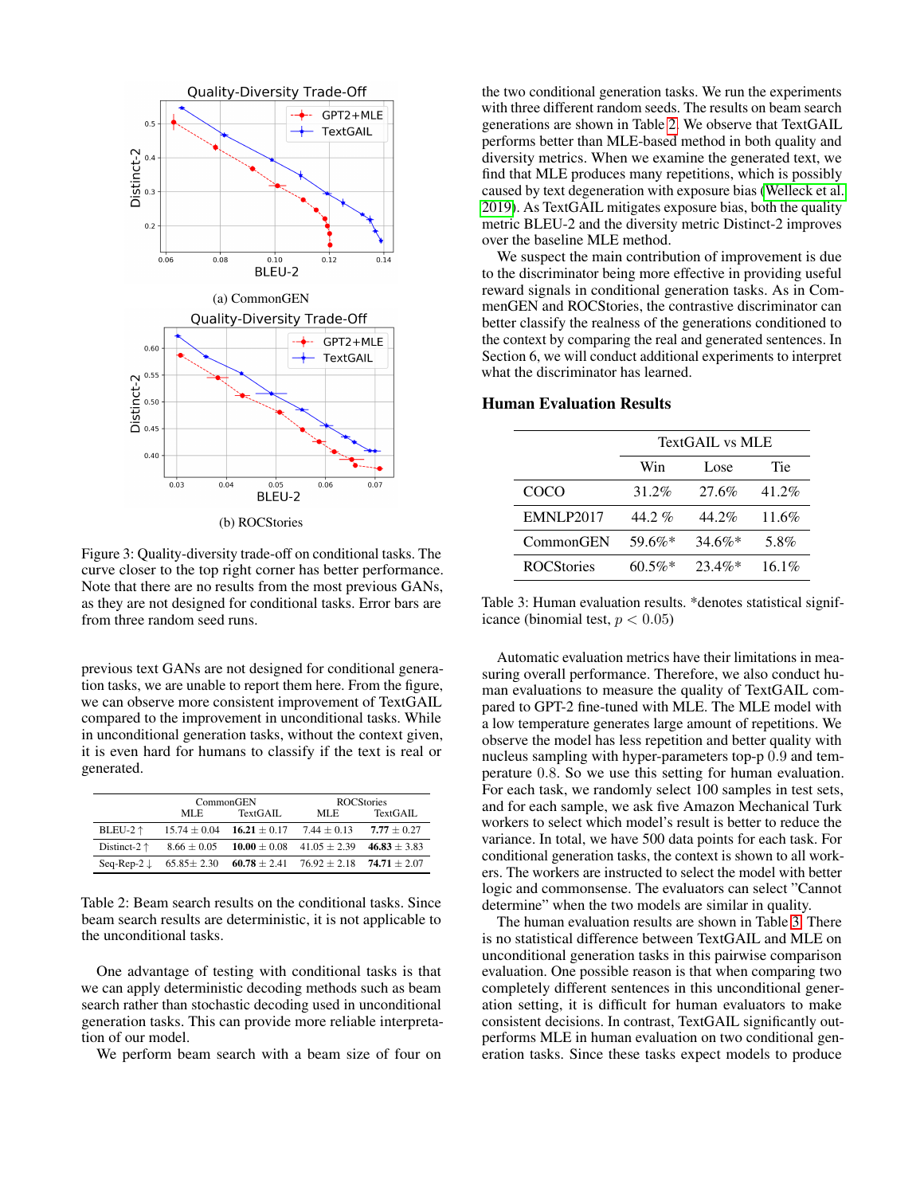(a) CommonGEN

(b) ROCStories

Figure 3: Quality-diversity trade-off on conditional tasks. The curve closer to the top right corner has better performance. Note that there are no results from the most previous GANs, as they are not designed for conditional tasks. Error bars are from three random seed runs.

previous text GANs are not designed for conditional generation tasks, we are unable to report them here. From the figure, we can observe more consistent improvement of TextGAIL compared to the improvement in unconditional tasks. While in unconditional generation tasks, without the context given, it is even hard for humans to classify if the text is real or generated.

| | CommonGEN | | ROCStories | |
|---|---|---|---|---|
| | MLE | TextGAIL | MLE | TextGAIL |
| BLEU-2 ↑ | 15.74 ± 0.04 | **16.21** ± 0.17 | 7.44 ± 0.13 | **7.77** ± 0.27 |
| Distinct-2 ↑ | 8.66 ± 0.05 | **10.00** ± 0.08 | 41.05 ± 2.39 | **46.83** ± 3.83 |
| Seq-Rep-2 ↓ | 65.85± 2.30 | **60.78** ± 2.41 | 76.92 ± 2.18 | **74.71** ± 2.07 |

Table 2: Beam search results on the conditional tasks. Since beam search results are deterministic, it is not applicable to the unconditional tasks.

One advantage of testing with conditional tasks is that we can apply deterministic decoding methods such as beam search rather than stochastic decoding used in unconditional generation tasks. This can provide more reliable interpretation of our model.

We perform beam search with a beam size of four on the two conditional generation tasks. We run the experiments with three different random seeds. The results on beam search generations are shown in Table 2. We observe that TextGAIL performs better than MLE-based method in both quality and diversity metrics. When we examine the generated text, we find that MLE produces many repetitions, which is possibly caused by text degeneration with exposure bias (Welleck et al. 2019). As TextGAIL mitigates exposure bias, both the quality metric BLEU-2 and the diversity metric Distinct-2 improves over the baseline MLE method.

We suspect the main contribution of improvement is due to the discriminator being more effective in providing useful reward signals in conditional generation tasks. As in CommenGEN and ROCStories, the contrastive discriminator can better classify the realness of the generations conditioned to the context by comparing the real and generated sentences. In Section 6, we will conduct additional experiments to interpret what the discriminator has learned.

### Human Evaluation Results

| | TextGAIL vs MLE | | |
|---|---|---|---|
| | Win | Lose | Tie |
| COCO | 31.2% | 27.6% | 41.2% |
| EMNLP2017 | 44.2 % | 44.2% | 11.6% |
| CommonGEN | 59.6%* | 34.6%* | 5.8% |
| ROCStories | 60.5%* | 23.4%* | 16.1% |

Table 3: Human evaluation results. *denotes statistical significance (binomial test, $p < 0.05$)

Automatic evaluation metrics have their limitations in measuring overall performance. Therefore, we also conduct human evaluations to measure the quality of TextGAIL compared to GPT-2 fine-tuned with MLE. The MLE model with a low temperature generates large amount of repetitions. We observe the model has less repetition and better quality with nucleus sampling with hyper-parameters top-p $0.9$ and temperature $0.8$. So we use this setting for human evaluation. For each task, we randomly select 100 samples in test sets, and for each sample, we ask five Amazon Mechanical Turk workers to select which model's result is better to reduce the variance. In total, we have 500 data points for each task. For conditional generation tasks, the context is shown to all workers. The workers are instructed to select the model with better logic and commonsense. The evaluators can select "Cannot determine" when the two models are similar in quality.

The human evaluation results are shown in Table 3. There is no statistical difference between TextGAIL and MLE on unconditional generation tasks in this pairwise comparison evaluation. One possible reason is that when comparing two completely different sentences in this unconditional generation setting, it is difficult for human evaluators to make consistent decisions. In contrast, TextGAIL significantly outperforms MLE in human evaluation on two conditional generation tasks. Since these tasks expect models to produce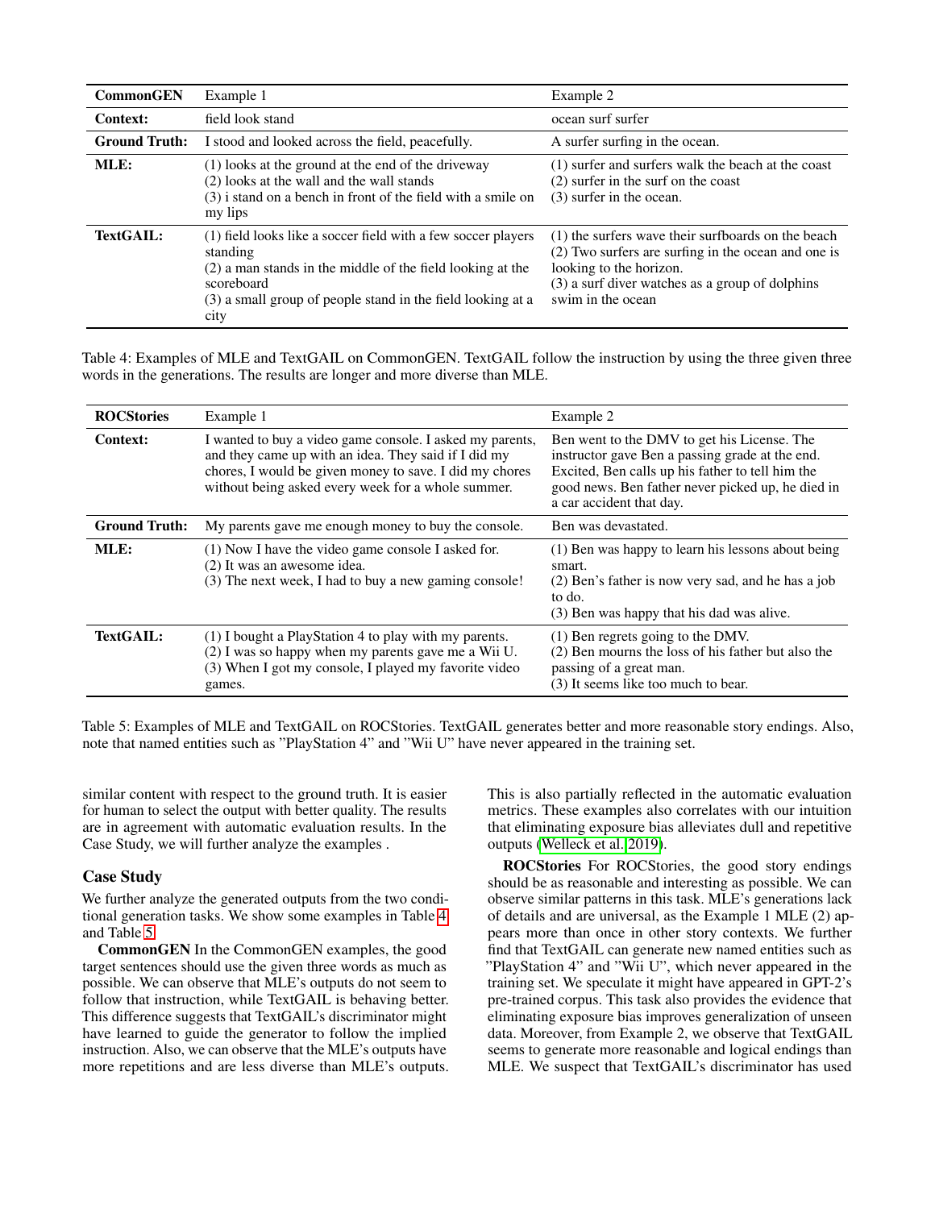| CommonGEN | Example 1 | Example 2 |
|---|---|---|
| **Context:** | field look stand | ocean surf surfer |
| **Ground Truth:** | I stood and looked across the field, peacefully. | A surfer surfing in the ocean. |
| **MLE:** | (1) looks at the ground at the end of the driveway<br>(2) looks at the wall and the wall stands<br>(3) i stand on a bench in front of the field with a smile on my lips | (1) surfer and surfers walk the beach at the coast<br>(2) surfer in the surf on the coast<br>(3) surfer in the ocean. |
| **TextGAIL:** | (1) field looks like a soccer field with a few soccer players standing<br>(2) a man stands in the middle of the field looking at the scoreboard<br>(3) a small group of people stand in the field looking at a city | (1) the surfers wave their surfboards on the beach<br>(2) Two surfers are surfing in the ocean and one is looking to the horizon.<br>(3) a surf diver watches as a group of dolphins swim in the ocean |

Table 4: Examples of MLE and TextGAIL on CommonGEN. TextGAIL follow the instruction by using the three given three words in the generations. The results are longer and more diverse than MLE.

| ROCStories | Example 1 | Example 2 |
|---|---|---|
| **Context:** | I wanted to buy a video game console. I asked my parents, and they came up with an idea. They said if I did my chores, I would be given money to save. I did my chores without being asked every week for a whole summer. | Ben went to the DMV to get his License. The instructor gave Ben a passing grade at the end. Excited, Ben calls up his father to tell him the good news. Ben father never picked up, he died in a car accident that day. |
| **Ground Truth:** | My parents gave me enough money to buy the console. | Ben was devastated. |
| **MLE:** | (1) Now I have the video game console I asked for.<br>(2) It was an awesome idea.<br>(3) The next week, I had to buy a new gaming console! | (1) Ben was happy to learn his lessons about being smart.<br>(2) Ben's father is now very sad, and he has a job to do.<br>(3) Ben was happy that his dad was alive. |
| **TextGAIL:** | (1) I bought a PlayStation 4 to play with my parents.<br>(2) I was so happy when my parents gave me a Wii U.<br>(3) When I got my console, I played my favorite video games. | (1) Ben regrets going to the DMV.<br>(2) Ben mourns the loss of his father but also the passing of a great man.<br>(3) It seems like too much to bear. |

Table 5: Examples of MLE and TextGAIL on ROCStories. TextGAIL generates better and more reasonable story endings. Also, note that named entities such as "PlayStation 4" and "Wii U" have never appeared in the training set.

similar content with respect to the ground truth. It is easier for human to select the output with better quality. The results are in agreement with automatic evaluation results. In the Case Study, we will further analyze the examples .

## Case Study

We further analyze the generated outputs from the two conditional generation tasks. We show some examples in Table 4 and Table 5.

**CommonGEN** In the CommonGEN examples, the good target sentences should use the given three words as much as possible. We can observe that MLE's outputs do not seem to follow that instruction, while TextGAIL is behaving better. This difference suggests that TextGAIL's discriminator might have learned to guide the generator to follow the implied instruction. Also, we can observe that the MLE's outputs have more repetitions and are less diverse than MLE's outputs. This is also partially reflected in the automatic evaluation metrics. These examples also correlates with our intuition that eliminating exposure bias alleviates dull and repetitive outputs (Welleck et al. 2019).

**ROCStories** For ROCStories, the good story endings should be as reasonable and interesting as possible. We can observe similar patterns in this task. MLE's generations lack of details and are universal, as the Example 1 MLE (2) appears more than once in other story contexts. We further find that TextGAIL can generate new named entities such as "PlayStation 4" and "Wii U", which never appeared in the training set. We speculate it might have appeared in GPT-2's pre-trained corpus. This task also provides the evidence that eliminating exposure bias improves generalization of unseen data. Moreover, from Example 2, we observe that TextGAIL seems to generate more reasonable and logical endings than MLE. We suspect that TextGAIL's discriminator has used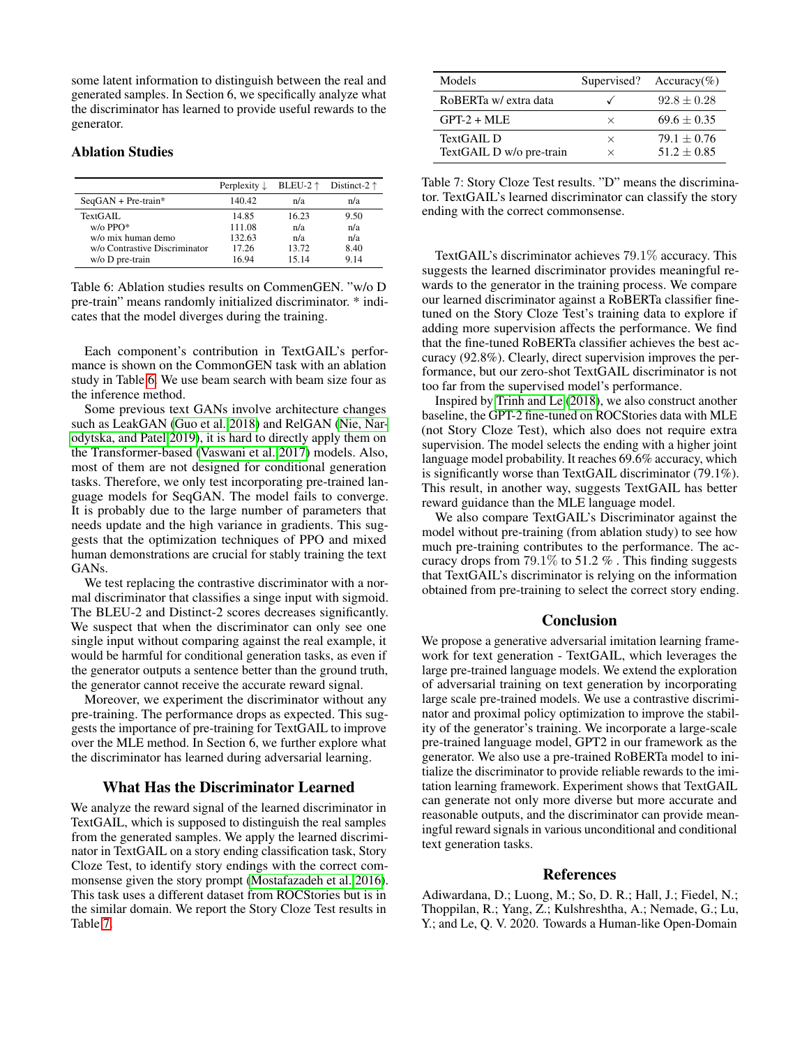some latent information to distinguish between the real and generated samples. In Section 6, we specifically analyze what the discriminator has learned to provide useful rewards to the generator.

### Ablation Studies

| | Perplexity ↓ | BLEU-2 ↑ | Distinct-2 ↑ |
|---|---|---|---|
| SeqGAN + Pre-train* | 140.42 | n/a | n/a |
| TextGAIL | 14.85 | 16.23 | 9.50 |
| w/o PPO* | 111.08 | n/a | n/a |
| w/o mix human demo | 132.63 | n/a | n/a |
| w/o Contrastive Discriminator | 17.26 | 13.72 | 8.40 |
| w/o D pre-train | 16.94 | 15.14 | 9.14 |

Table 6: Ablation studies results on CommenGEN. "w/o D pre-train" means randomly initialized discriminator. * indicates that the model diverges during the training.

Each component's contribution in TextGAIL's performance is shown on the CommonGEN task with an ablation study in Table 6. We use beam search with beam size four as the inference method.

Some previous text GANs involve architecture changes such as LeakGAN (Guo et al. 2018) and RelGAN (Nie, Narodytska, and Patel 2019), it is hard to directly apply them on the Transformer-based (Vaswani et al. 2017) models. Also, most of them are not designed for conditional generation tasks. Therefore, we only test incorporating pre-trained language models for SeqGAN. The model fails to converge. It is probably due to the large number of parameters that needs update and the high variance in gradients. This suggests that the optimization techniques of PPO and mixed human demonstrations are crucial for stably training the text GANs.

We test replacing the contrastive discriminator with a normal discriminator that classifies a singe input with sigmoid. The BLEU-2 and Distinct-2 scores decreases significantly. We suspect that when the discriminator can only see one single input without comparing against the real example, it would be harmful for conditional generation tasks, as even if the generator outputs a sentence better than the ground truth, the generator cannot receive the accurate reward signal.

Moreover, we experiment the discriminator without any pre-training. The performance drops as expected. This suggests the importance of pre-training for TextGAIL to improve over the MLE method. In Section 6, we further explore what the discriminator has learned during adversarial learning.

## What Has the Discriminator Learned

We analyze the reward signal of the learned discriminator in TextGAIL, which is supposed to distinguish the real samples from the generated samples. We apply the learned discriminator in TextGAIL on a story ending classification task, Story Cloze Test, to identify story endings with the correct commonsense given the story prompt (Mostafazadeh et al. 2016). This task uses a different dataset from ROCStories but is in the similar domain. We report the Story Cloze Test results in Table 7.

| Models | Supervised? | Accuracy(%) |
|---|---|---|
| RoBERTa w/ extra data | ✓ | $92.8 \pm 0.28$ |
| GPT-2 + MLE | × | $69.6 \pm 0.35$ |
| TextGAIL D | × | $79.1 \pm 0.76$ |
| TextGAIL D w/o pre-train | × | $51.2 \pm 0.85$ |

Table 7: Story Cloze Test results. "D" means the discriminator. TextGAIL's learned discriminator can classify the story ending with the correct commonsense.

TextGAIL's discriminator achieves 79.1% accuracy. This suggests the learned discriminator provides meaningful rewards to the generator in the training process. We compare our learned discriminator against a RoBERTa classifier finetuned on the Story Cloze Test's training data to explore if adding more supervision affects the performance. We find that the fine-tuned RoBERTa classifier achieves the best accuracy (92.8%). Clearly, direct supervision improves the performance, but our zero-shot TextGAIL discriminator is not too far from the supervised model's performance.

Inspired by Trinh and Le (2018), we also construct another baseline, the GPT-2 fine-tuned on ROCStories data with MLE (not Story Cloze Test), which also does not require extra supervision. The model selects the ending with a higher joint language model probability. It reaches 69.6% accuracy, which is significantly worse than TextGAIL discriminator (79.1%). This result, in another way, suggests TextGAIL has better reward guidance than the MLE language model.

We also compare TextGAIL's Discriminator against the model without pre-training (from ablation study) to see how much pre-training contributes to the performance. The accuracy drops from 79.1% to 51.2 % . This finding suggests that TextGAIL's discriminator is relying on the information obtained from pre-training to select the correct story ending.

## Conclusion

We propose a generative adversarial imitation learning framework for text generation - TextGAIL, which leverages the large pre-trained language models. We extend the exploration of adversarial training on text generation by incorporating large scale pre-trained models. We use a contrastive discriminator and proximal policy optimization to improve the stability of the generator's training. We incorporate a large-scale pre-trained language model, GPT2 in our framework as the generator. We also use a pre-trained RoBERTa model to initialize the discriminator to provide reliable rewards to the imitation learning framework. Experiment shows that TextGAIL can generate not only more diverse but more accurate and reasonable outputs, and the discriminator can provide meaningful reward signals in various unconditional and conditional text generation tasks.

## References

Adiwardana, D.; Luong, M.; So, D. R.; Hall, J.; Fiedel, N.; Thoppilan, R.; Yang, Z.; Kulshreshtha, A.; Nemade, G.; Lu, Y.; and Le, Q. V. 2020. Towards a Human-like Open-Domain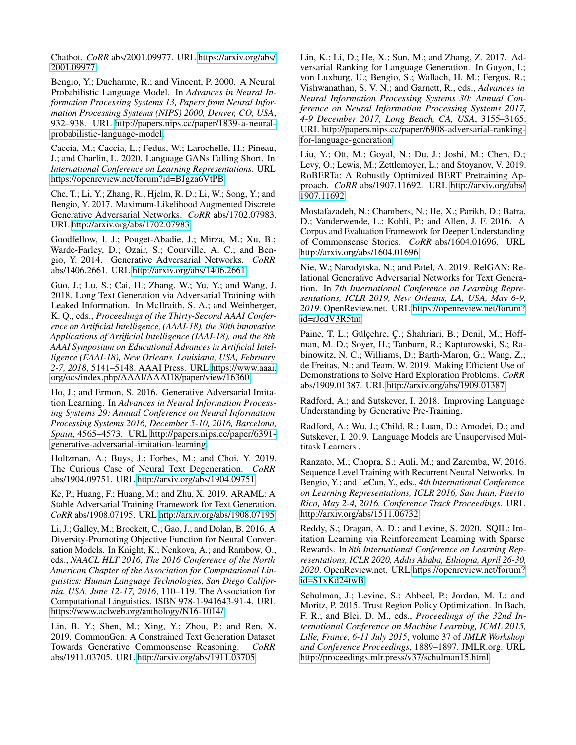Chatbot. *CoRR* abs/2001.09977. URL https://arxiv.org/abs/2001.09977.

Bengio, Y.; Ducharme, R.; and Vincent, P. 2000. A Neural Probabilistic Language Model. In *Advances in Neural Information Processing Systems 13, Papers from Neural Information Processing Systems (NIPS) 2000, Denver, CO, USA*, 932–938. URL http://papers.nips.cc/paper/1839-a-neural-probabilistic-language-model.

Caccia, M.; Caccia, L.; Fedus, W.; Larochelle, H.; Pineau, J.; and Charlin, L. 2020. Language GANs Falling Short. In *International Conference on Learning Representations*. URL https://openreview.net/forum?id=BJgza6VtPB.

Che, T.; Li, Y.; Zhang, R.; Hjelm, R. D.; Li, W.; Song, Y.; and Bengio, Y. 2017. Maximum-Likelihood Augmented Discrete Generative Adversarial Networks. *CoRR* abs/1702.07983. URL http://arxiv.org/abs/1702.07983.

Goodfellow, I. J.; Pouget-Abadie, J.; Mirza, M.; Xu, B.; Warde-Farley, D.; Ozair, S.; Courville, A. C.; and Bengio, Y. 2014. Generative Adversarial Networks. *CoRR* abs/1406.2661. URL http://arxiv.org/abs/1406.2661.

Guo, J.; Lu, S.; Cai, H.; Zhang, W.; Yu, Y.; and Wang, J. 2018. Long Text Generation via Adversarial Training with Leaked Information. In McIlraith, S. A.; and Weinberger, K. Q., eds., *Proceedings of the Thirty-Second AAAI Conference on Artificial Intelligence, (AAAI-18), the 30th innovative Applications of Artificial Intelligence (IAAI-18), and the 8th AAAI Symposium on Educational Advances in Artificial Intelligence (EAAI-18), New Orleans, Louisiana, USA, February 2-7, 2018*, 5141–5148. AAAI Press. URL https://www.aaai.org/ocs/index.php/AAAI/AAAI18/paper/view/16360.

Ho, J.; and Ermon, S. 2016. Generative Adversarial Imitation Learning. In *Advances in Neural Information Processing Systems 29: Annual Conference on Neural Information Processing Systems 2016, December 5-10, 2016, Barcelona, Spain*, 4565–4573. URL http://papers.nips.cc/paper/6391-generative-adversarial-imitation-learning.

Holtzman, A.; Buys, J.; Forbes, M.; and Choi, Y. 2019. The Curious Case of Neural Text Degeneration. *CoRR* abs/1904.09751. URL http://arxiv.org/abs/1904.09751.

Ke, P.; Huang, F.; Huang, M.; and Zhu, X. 2019. ARAML: A Stable Adversarial Training Framework for Text Generation. *CoRR* abs/1908.07195. URL http://arxiv.org/abs/1908.07195.

Li, J.; Galley, M.; Brockett, C.; Gao, J.; and Dolan, B. 2016. A Diversity-Promoting Objective Function for Neural Conversation Models. In Knight, K.; Nenkova, A.; and Rambow, O., eds., *NAACL HLT 2016, The 2016 Conference of the North American Chapter of the Association for Computational Linguistics: Human Language Technologies, San Diego California, USA, June 12-17, 2016*, 110–119. The Association for Computational Linguistics. ISBN 978-1-941643-91-4. URL https://www.aclweb.org/anthology/N16-1014/.

Lin, B. Y.; Shen, M.; Xing, Y.; Zhou, P.; and Ren, X. 2019. CommonGen: A Constrained Text Generation Dataset Towards Generative Commonsense Reasoning. *CoRR* abs/1911.03705. URL http://arxiv.org/abs/1911.03705.

Lin, K.; Li, D.; He, X.; Sun, M.; and Zhang, Z. 2017. Adversarial Ranking for Language Generation. In Guyon, I.; von Luxburg, U.; Bengio, S.; Wallach, H. M.; Fergus, R.; Vishwanathan, S. V. N.; and Garnett, R., eds., *Advances in Neural Information Processing Systems 30: Annual Conference on Neural Information Processing Systems 2017, 4-9 December 2017, Long Beach, CA, USA*, 3155–3165. URL http://papers.nips.cc/paper/6908-adversarial-ranking-for-language-generation.

Liu, Y.; Ott, M.; Goyal, N.; Du, J.; Joshi, M.; Chen, D.; Levy, O.; Lewis, M.; Zettlemoyer, L.; and Stoyanov, V. 2019. RoBERTa: A Robustly Optimized BERT Pretraining Approach. *CoRR* abs/1907.11692. URL http://arxiv.org/abs/1907.11692.

Mostafazadeh, N.; Chambers, N.; He, X.; Parikh, D.; Batra, D.; Vanderwende, L.; Kohli, P.; and Allen, J. F. 2016. A Corpus and Evaluation Framework for Deeper Understanding of Commonsense Stories. *CoRR* abs/1604.01696. URL http://arxiv.org/abs/1604.01696.

Nie, W.; Narodytska, N.; and Patel, A. 2019. RelGAN: Relational Generative Adversarial Networks for Text Generation. In *7th International Conference on Learning Representations, ICLR 2019, New Orleans, LA, USA, May 6-9, 2019*. OpenReview.net. URL https://openreview.net/forum?id=rJedV3R5tm.

Paine, T. L.; Gülçehre, Ç.; Shahriari, B.; Denil, M.; Hoffman, M. D.; Soyer, H.; Tanburn, R.; Kapturowski, S.; Rabinowitz, N. C.; Williams, D.; Barth-Maron, G.; Wang, Z.; de Freitas, N.; and Team, W. 2019. Making Efficient Use of Demonstrations to Solve Hard Exploration Problems. *CoRR* abs/1909.01387. URL http://arxiv.org/abs/1909.01387.

Radford, A.; and Sutskever, I. 2018. Improving Language Understanding by Generative Pre-Training.

Radford, A.; Wu, J.; Child, R.; Luan, D.; Amodei, D.; and Sutskever, I. 2019. Language Models are Unsupervised Multitask Learners .

Ranzato, M.; Chopra, S.; Auli, M.; and Zaremba, W. 2016. Sequence Level Training with Recurrent Neural Networks. In Bengio, Y.; and LeCun, Y., eds., *4th International Conference on Learning Representations, ICLR 2016, San Juan, Puerto Rico, May 2-4, 2016, Conference Track Proceedings*. URL http://arxiv.org/abs/1511.06732.

Reddy, S.; Dragan, A. D.; and Levine, S. 2020. SQIL: Imitation Learning via Reinforcement Learning with Sparse Rewards. In *8th International Conference on Learning Representations, ICLR 2020, Addis Ababa, Ethiopia, April 26-30, 2020*. OpenReview.net. URL https://openreview.net/forum?id=S1xKd24twB.

Schulman, J.; Levine, S.; Abbeel, P.; Jordan, M. I.; and Moritz, P. 2015. Trust Region Policy Optimization. In Bach, F. R.; and Blei, D. M., eds., *Proceedings of the 32nd International Conference on Machine Learning, ICML 2015, Lille, France, 6-11 July 2015*, volume 37 of *JMLR Workshop and Conference Proceedings*, 1889–1897. JMLR.org. URL http://proceedings.mlr.press/v37/schulman15.html.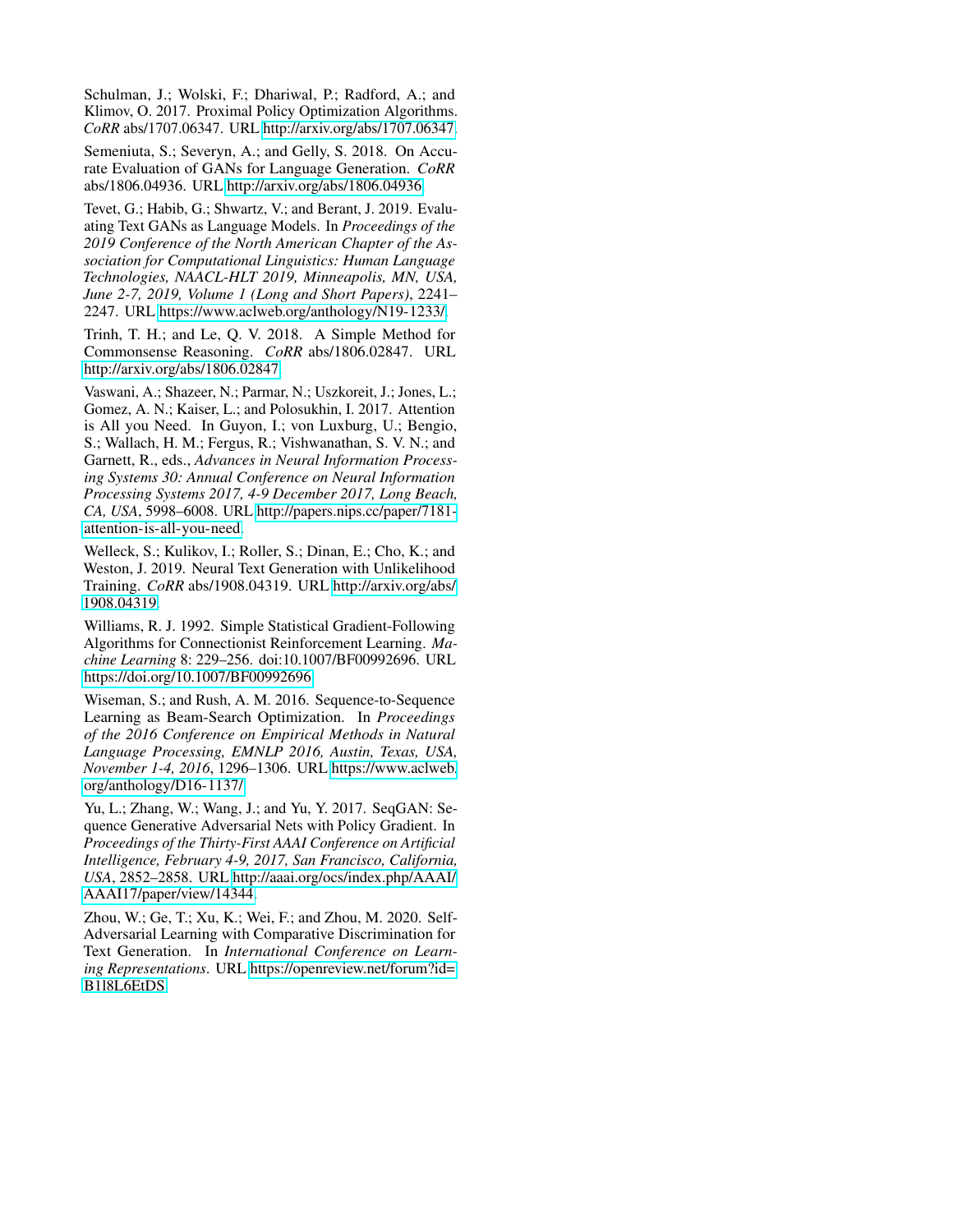Schulman, J.; Wolski, F.; Dhariwal, P.; Radford, A.; and Klimov, O. 2017. Proximal Policy Optimization Algorithms. *CoRR* abs/1707.06347. URL http://arxiv.org/abs/1707.06347.

Semeniuta, S.; Severyn, A.; and Gelly, S. 2018. On Accurate Evaluation of GANs for Language Generation. *CoRR* abs/1806.04936. URL http://arxiv.org/abs/1806.04936.

Tevet, G.; Habib, G.; Shwartz, V.; and Berant, J. 2019. Evaluating Text GANs as Language Models. In *Proceedings of the 2019 Conference of the North American Chapter of the Association for Computational Linguistics: Human Language Technologies, NAACL-HLT 2019, Minneapolis, MN, USA, June 2-7, 2019, Volume 1 (Long and Short Papers)*, 2241–2247. URL https://www.aclweb.org/anthology/N19-1233/.

Trinh, T. H.; and Le, Q. V. 2018. A Simple Method for Commonsense Reasoning. *CoRR* abs/1806.02847. URL http://arxiv.org/abs/1806.02847.

Vaswani, A.; Shazeer, N.; Parmar, N.; Uszkoreit, J.; Jones, L.; Gomez, A. N.; Kaiser, L.; and Polosukhin, I. 2017. Attention is All you Need. In Guyon, I.; von Luxburg, U.; Bengio, S.; Wallach, H. M.; Fergus, R.; Vishwanathan, S. V. N.; and Garnett, R., eds., *Advances in Neural Information Processing Systems 30: Annual Conference on Neural Information Processing Systems 2017, 4-9 December 2017, Long Beach, CA, USA*, 5998–6008. URL http://papers.nips.cc/paper/7181-attention-is-all-you-need.

Welleck, S.; Kulikov, I.; Roller, S.; Dinan, E.; Cho, K.; and Weston, J. 2019. Neural Text Generation with Unlikelihood Training. *CoRR* abs/1908.04319. URL http://arxiv.org/abs/1908.04319.

Williams, R. J. 1992. Simple Statistical Gradient-Following Algorithms for Connectionist Reinforcement Learning. *Machine Learning* 8: 229–256. doi:10.1007/BF00992696. URL https://doi.org/10.1007/BF00992696.

Wiseman, S.; and Rush, A. M. 2016. Sequence-to-Sequence Learning as Beam-Search Optimization. In *Proceedings of the 2016 Conference on Empirical Methods in Natural Language Processing, EMNLP 2016, Austin, Texas, USA, November 1-4, 2016*, 1296–1306. URL https://www.aclweb.org/anthology/D16-1137/.

Yu, L.; Zhang, W.; Wang, J.; and Yu, Y. 2017. SeqGAN: Sequence Generative Adversarial Nets with Policy Gradient. In *Proceedings of the Thirty-First AAAI Conference on Artificial Intelligence, February 4-9, 2017, San Francisco, California, USA*, 2852–2858. URL http://aaai.org/ocs/index.php/AAAI/AAAI17/paper/view/14344.

Zhou, W.; Ge, T.; Xu, K.; Wei, F.; and Zhou, M. 2020. Self-Adversarial Learning with Comparative Discrimination for Text Generation. In *International Conference on Learning Representations*. URL https://openreview.net/forum?id=B1l8L6EtDS.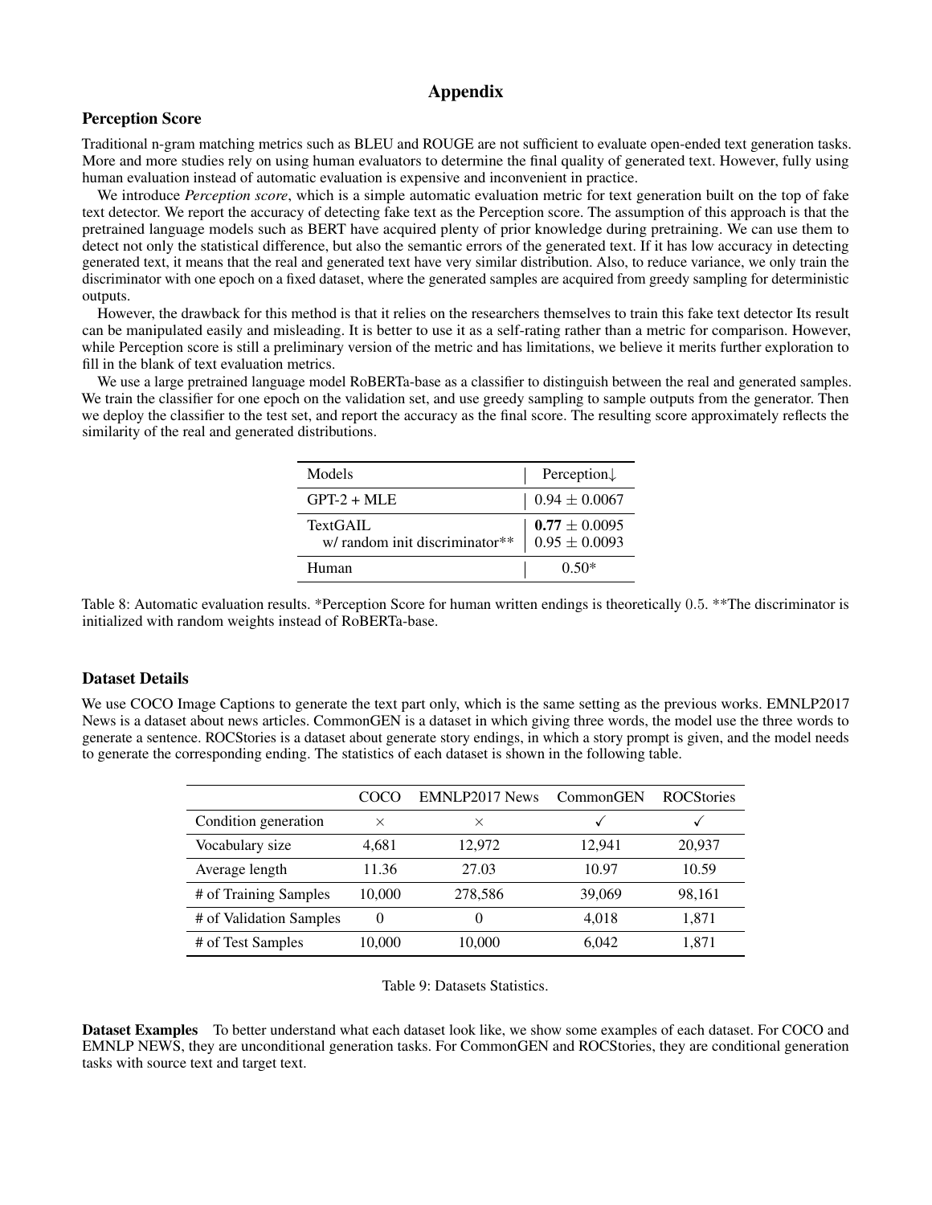# Appendix

## Perception Score

Traditional n-gram matching metrics such as BLEU and ROUGE are not sufficient to evaluate open-ended text generation tasks. More and more studies rely on using human evaluators to determine the final quality of generated text. However, fully using human evaluation instead of automatic evaluation is expensive and inconvenient in practice.

We introduce *Perception score*, which is a simple automatic evaluation metric for text generation built on the top of fake text detector. We report the accuracy of detecting fake text as the Perception score. The assumption of this approach is that the pretrained language models such as BERT have acquired plenty of prior knowledge during pretraining. We can use them to detect not only the statistical difference, but also the semantic errors of the generated text. If it has low accuracy in detecting generated text, it means that the real and generated text have very similar distribution. Also, to reduce variance, we only train the discriminator with one epoch on a fixed dataset, where the generated samples are acquired from greedy sampling for deterministic outputs.

However, the drawback for this method is that it relies on the researchers themselves to train this fake text detector Its result can be manipulated easily and misleading. It is better to use it as a self-rating rather than a metric for comparison. However, while Perception score is still a preliminary version of the metric and has limitations, we believe it merits further exploration to fill in the blank of text evaluation metrics.

We use a large pretrained language model RoBERTa-base as a classifier to distinguish between the real and generated samples. We train the classifier for one epoch on the validation set, and use greedy sampling to sample outputs from the generator. Then we deploy the classifier to the test set, and report the accuracy as the final score. The resulting score approximately reflects the similarity of the real and generated distributions.

| Models | Perception↓ |
|---|---|
| GPT-2 + MLE | $0.94 \pm 0.0067$ |
| TextGAIL | $\mathbf{0.77} \pm 0.0095$ |
| w/ random init discriminator** | $0.95 \pm 0.0093$ |
| Human | 0.50* |

Table 8: Automatic evaluation results. *Perception Score for human written endings is theoretically 0.5. **The discriminator is initialized with random weights instead of RoBERTa-base.

## Dataset Details

We use COCO Image Captions to generate the text part only, which is the same setting as the previous works. EMNLP2017 News is a dataset about news articles. CommonGEN is a dataset in which giving three words, the model use the three words to generate a sentence. ROCStories is a dataset about generate story endings, in which a story prompt is given, and the model needs to generate the corresponding ending. The statistics of each dataset is shown in the following table.

| | COCO | EMNLP2017 News | CommonGEN | ROCStories |
|---|---|---|---|---|
| Condition generation | × | × | ✓ | ✓ |
| Vocabulary size | 4,681 | 12,972 | 12,941 | 20,937 |
| Average length | 11.36 | 27.03 | 10.97 | 10.59 |
| # of Training Samples | 10,000 | 278,586 | 39,069 | 98,161 |
| # of Validation Samples | 0 | 0 | 4,018 | 1,871 |
| # of Test Samples | 10,000 | 10,000 | 6,042 | 1,871 |

Table 9: Datasets Statistics.

**Dataset Examples** To better understand what each dataset look like, we show some examples of each dataset. For COCO and EMNLP NEWS, they are unconditional generation tasks. For CommonGEN and ROCStories, they are conditional generation tasks with source text and target text.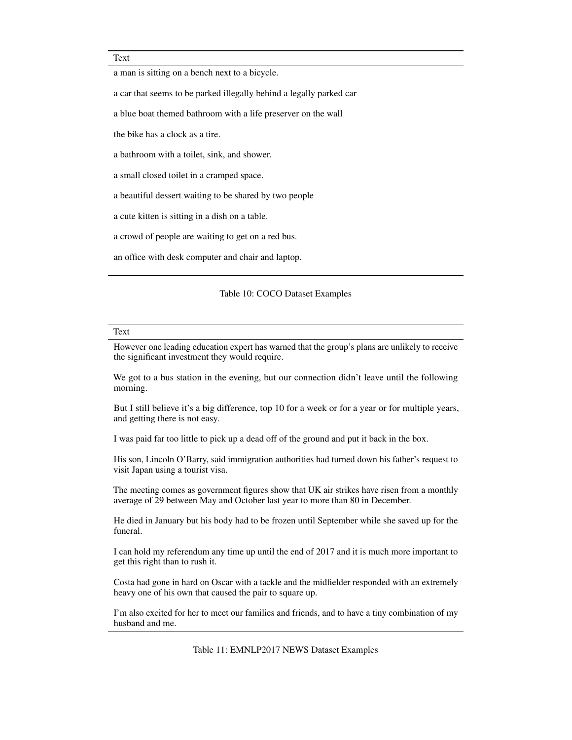| Text |
| --- |
| a man is sitting on a bench next to a bicycle. |
| a car that seems to be parked illegally behind a legally parked car |
| a blue boat themed bathroom with a life preserver on the wall |
| the bike has a clock as a tire. |
| a bathroom with a toilet, sink, and shower. |
| a small closed toilet in a cramped space. |
| a beautiful dessert waiting to be shared by two people |
| a cute kitten is sitting in a dish on a table. |
| a crowd of people are waiting to get on a red bus. |
| an office with desk computer and chair and laptop. |

Table 10: COCO Dataset Examples

| Text |
| --- |
| However one leading education expert has warned that the group's plans are unlikely to receive the significant investment they would require. |
| We got to a bus station in the evening, but our connection didn't leave until the following morning. |
| But I still believe it's a big difference, top 10 for a week or for a year or for multiple years, and getting there is not easy. |
| I was paid far too little to pick up a dead off of the ground and put it back in the box. |
| His son, Lincoln O'Barry, said immigration authorities had turned down his father's request to visit Japan using a tourist visa. |
| The meeting comes as government figures show that UK air strikes have risen from a monthly average of 29 between May and October last year to more than 80 in December. |
| He died in January but his body had to be frozen until September while she saved up for the funeral. |
| I can hold my referendum any time up until the end of 2017 and it is much more important to get this right than to rush it. |
| Costa had gone in hard on Oscar with a tackle and the midfielder responded with an extremely heavy one of his own that caused the pair to square up. |
| I'm also excited for her to meet our families and friends, and to have a tiny combination of my husband and me. |

Table 11: EMNLP2017 NEWS Dataset Examples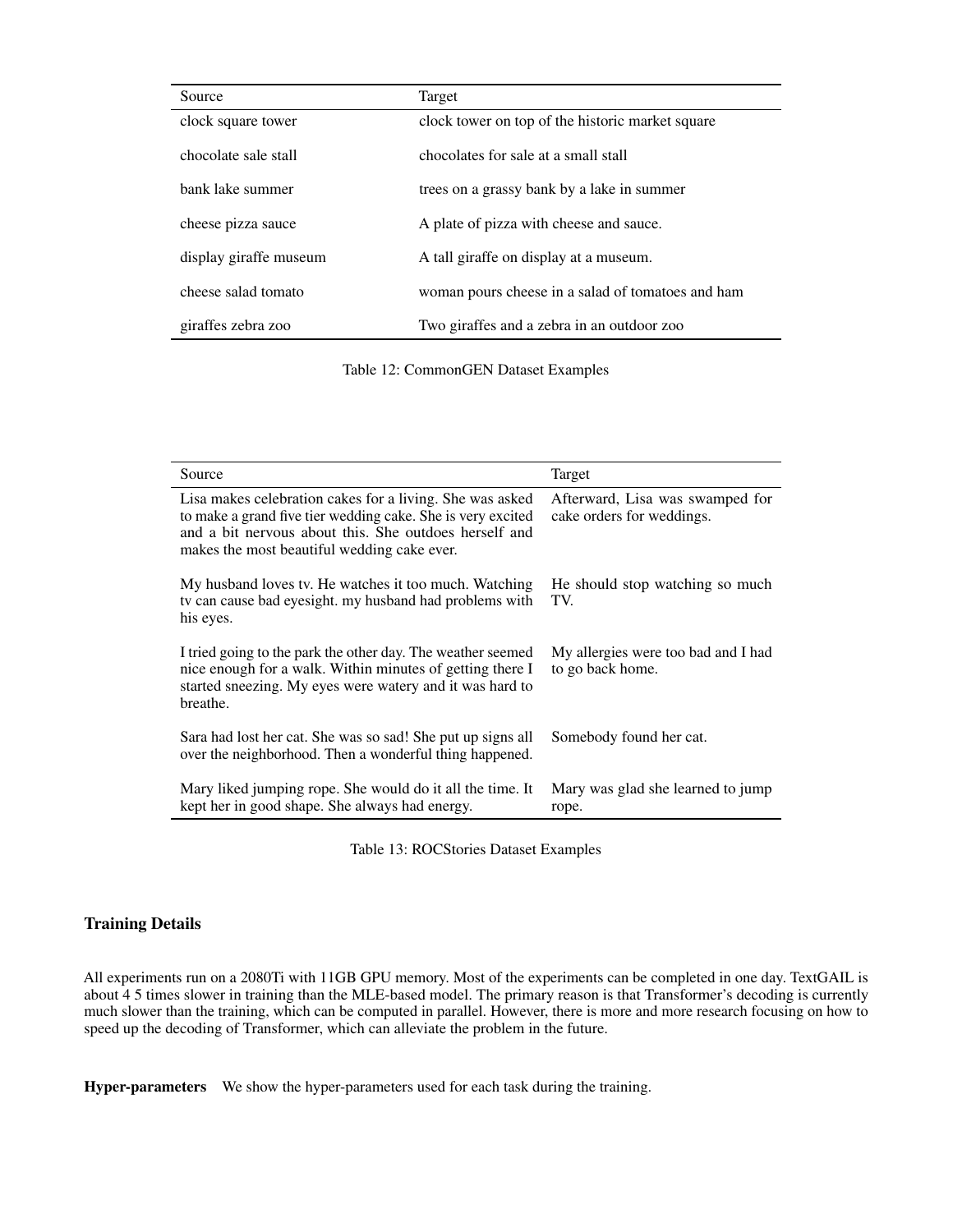| Source | Target |
|---|---|
| clock square tower | clock tower on top of the historic market square |
| chocolate sale stall | chocolates for sale at a small stall |
| bank lake summer | trees on a grassy bank by a lake in summer |
| cheese pizza sauce | A plate of pizza with cheese and sauce. |
| display giraffe museum | A tall giraffe on display at a museum. |
| cheese salad tomato | woman pours cheese in a salad of tomatoes and ham |
| giraffes zebra zoo | Two giraffes and a zebra in an outdoor zoo |

Table 12: CommonGEN Dataset Examples

| Source | Target |
|---|---|
| Lisa makes celebration cakes for a living. She was asked to make a grand five tier wedding cake. She is very excited and a bit nervous about this. She outdoes herself and makes the most beautiful wedding cake ever. | Afterward, Lisa was swamped for cake orders for weddings. |
| My husband loves tv. He watches it too much. Watching tv can cause bad eyesight. my husband had problems with his eyes. | He should stop watching so much TV. |
| I tried going to the park the other day. The weather seemed nice enough for a walk. Within minutes of getting there I started sneezing. My eyes were watery and it was hard to breathe. | My allergies were too bad and I had to go back home. |
| Sara had lost her cat. She was so sad! She put up signs all over the neighborhood. Then a wonderful thing happened. | Somebody found her cat. |
| Mary liked jumping rope. She would do it all the time. It kept her in good shape. She always had energy. | Mary was glad she learned to jump rope. |

Table 13: ROCStories Dataset Examples

## Training Details

All experiments run on a 2080Ti with 11GB GPU memory. Most of the experiments can be completed in one day. TextGAIL is about 4 5 times slower in training than the MLE-based model. The primary reason is that Transformer's decoding is currently much slower than the training, which can be computed in parallel. However, there is more and more research focusing on how to speed up the decoding of Transformer, which can alleviate the problem in the future.

**Hyper-parameters** We show the hyper-parameters used for each task during the training.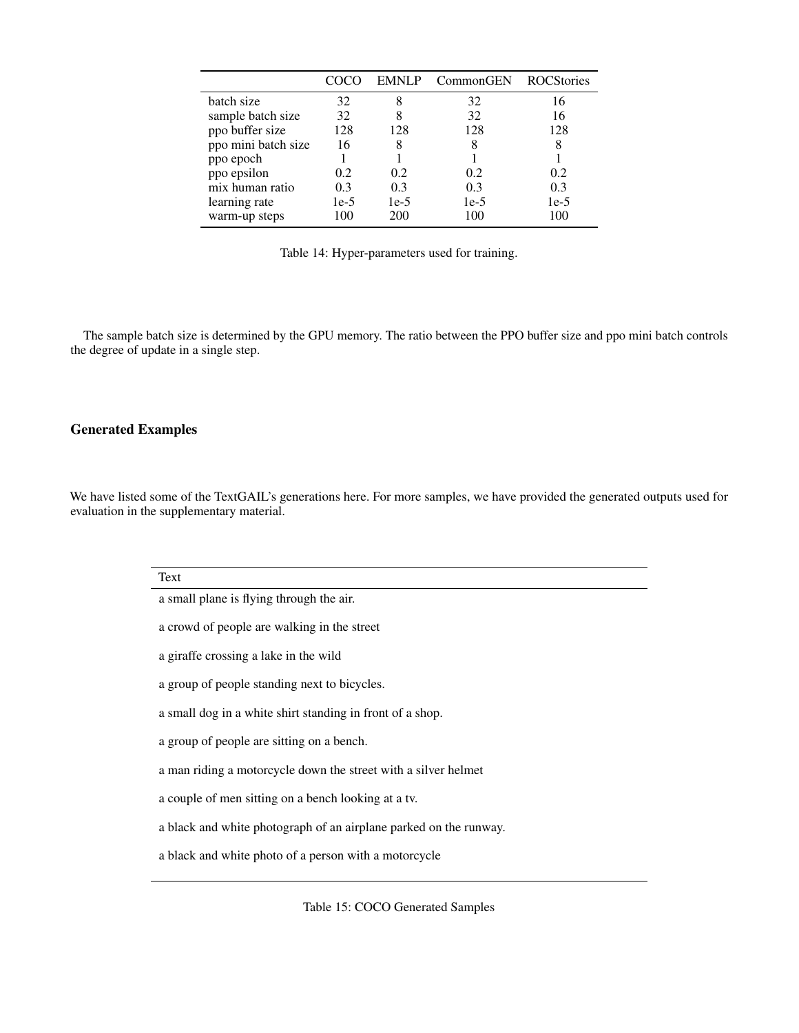|  | COCO | EMNLP | CommonGEN | ROCStories |
| --- | --- | --- | --- | --- |
| batch size | 32 | 8 | 32 | 16 |
| sample batch size | 32 | 8 | 32 | 16 |
| ppo buffer size | 128 | 128 | 128 | 128 |
| ppo mini batch size | 16 | 8 | 8 | 8 |
| ppo epoch | 1 | 1 | 1 | 1 |
| ppo epsilon | 0.2 | 0.2 | 0.2 | 0.2 |
| mix human ratio | 0.3 | 0.3 | 0.3 | 0.3 |
| learning rate | 1e-5 | 1e-5 | 1e-5 | 1e-5 |
| warm-up steps | 100 | 200 | 100 | 100 |

Table 14: Hyper-parameters used for training.

The sample batch size is determined by the GPU memory. The ratio between the PPO buffer size and ppo mini batch controls the degree of update in a single step.

## Generated Examples

We have listed some of the TextGAIL's generations here. For more samples, we have provided the generated outputs used for evaluation in the supplementary material.

| Text |
| --- |
| a small plane is flying through the air. |
| a crowd of people are walking in the street |
| a giraffe crossing a lake in the wild |
| a group of people standing next to bicycles. |
| a small dog in a white shirt standing in front of a shop. |
| a group of people are sitting on a bench. |
| a man riding a motorcycle down the street with a silver helmet |
| a couple of men sitting on a bench looking at a tv. |
| a black and white photograph of an airplane parked on the runway. |
| a black and white photo of a person with a motorcycle |

Table 15: COCO Generated Samples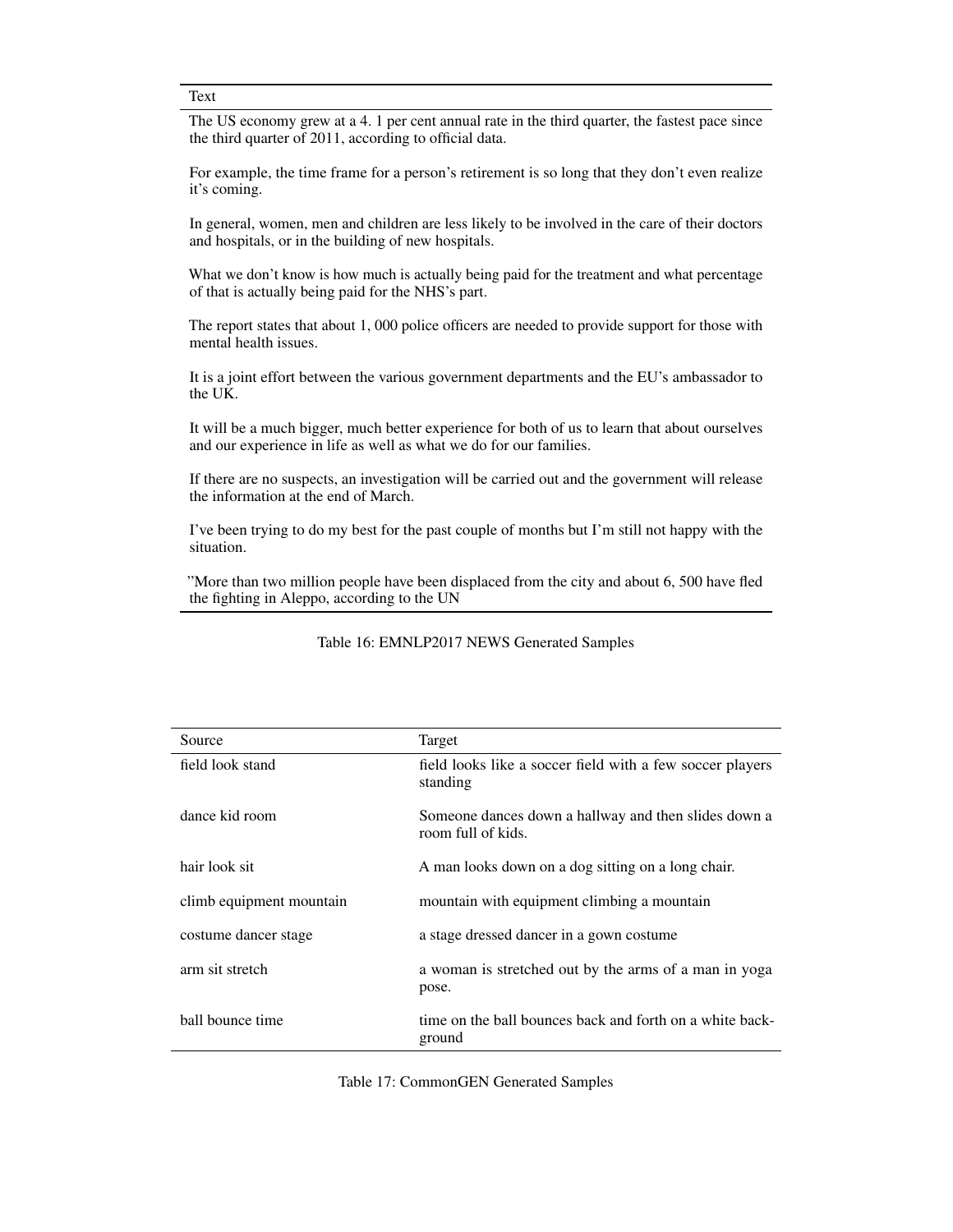| Text |
| --- |
| The US economy grew at a 4. 1 per cent annual rate in the third quarter, the fastest pace since the third quarter of 2011, according to official data. |
| For example, the time frame for a person's retirement is so long that they don't even realize it's coming. |
| In general, women, men and children are less likely to be involved in the care of their doctors and hospitals, or in the building of new hospitals. |
| What we don't know is how much is actually being paid for the treatment and what percentage of that is actually being paid for the NHS's part. |
| The report states that about 1, 000 police officers are needed to provide support for those with mental health issues. |
| It is a joint effort between the various government departments and the EU's ambassador to the UK. |
| It will be a much bigger, much better experience for both of us to learn that about ourselves and our experience in life as well as what we do for our families. |
| If there are no suspects, an investigation will be carried out and the government will release the information at the end of March. |
| I've been trying to do my best for the past couple of months but I'm still not happy with the situation. |
| "More than two million people have been displaced from the city and about 6, 500 have fled the fighting in Aleppo, according to the UN |

Table 16: EMNLP2017 NEWS Generated Samples

| Source | Target |
| --- | --- |
| field look stand | field looks like a soccer field with a few soccer players standing |
| dance kid room | Someone dances down a hallway and then slides down a room full of kids. |
| hair look sit | A man looks down on a dog sitting on a long chair. |
| climb equipment mountain | mountain with equipment climbing a mountain |
| costume dancer stage | a stage dressed dancer in a gown costume |
| arm sit stretch | a woman is stretched out by the arms of a man in yoga pose. |
| ball bounce time | time on the ball bounces back and forth on a white background |

Table 17: CommonGEN Generated Samples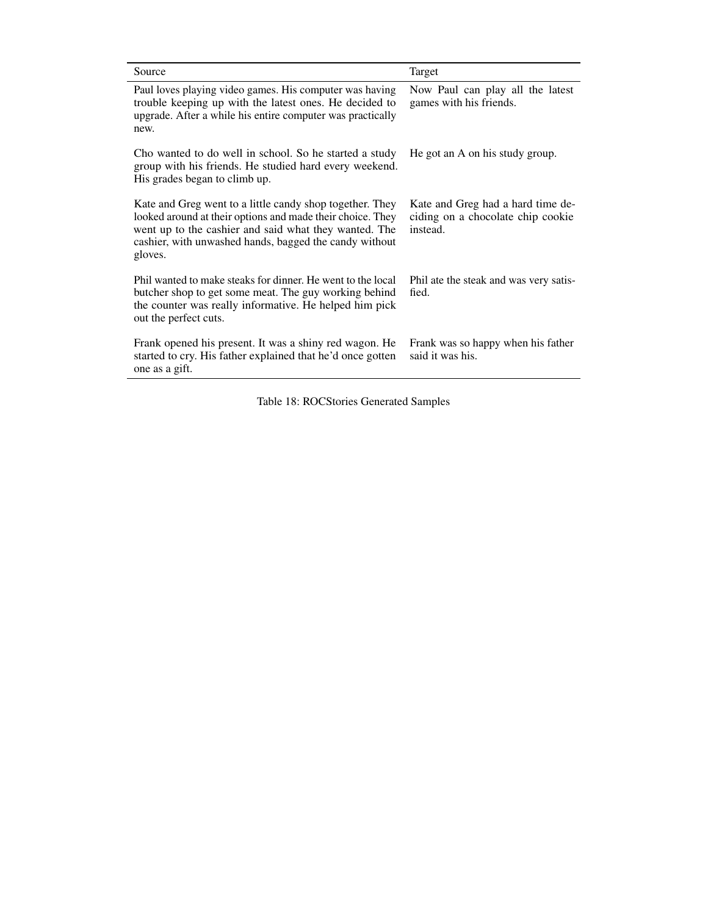| Source | Target |
|---|---|
| Paul loves playing video games. His computer was having trouble keeping up with the latest ones. He decided to upgrade. After a while his entire computer was practically new. | Now Paul can play all the latest games with his friends. |
| Cho wanted to do well in school. So he started a study group with his friends. He studied hard every weekend. His grades began to climb up. | He got an A on his study group. |
| Kate and Greg went to a little candy shop together. They looked around at their options and made their choice. They went up to the cashier and said what they wanted. The cashier, with unwashed hands, bagged the candy without gloves. | Kate and Greg had a hard time deciding on a chocolate chip cookie instead. |
| Phil wanted to make steaks for dinner. He went to the local butcher shop to get some meat. The guy working behind the counter was really informative. He helped him pick out the perfect cuts. | Phil ate the steak and was very satisfied. |
| Frank opened his present. It was a shiny red wagon. He started to cry. His father explained that he'd once gotten one as a gift. | Frank was so happy when his father said it was his. |

Table 18: ROCStories Generated Samples